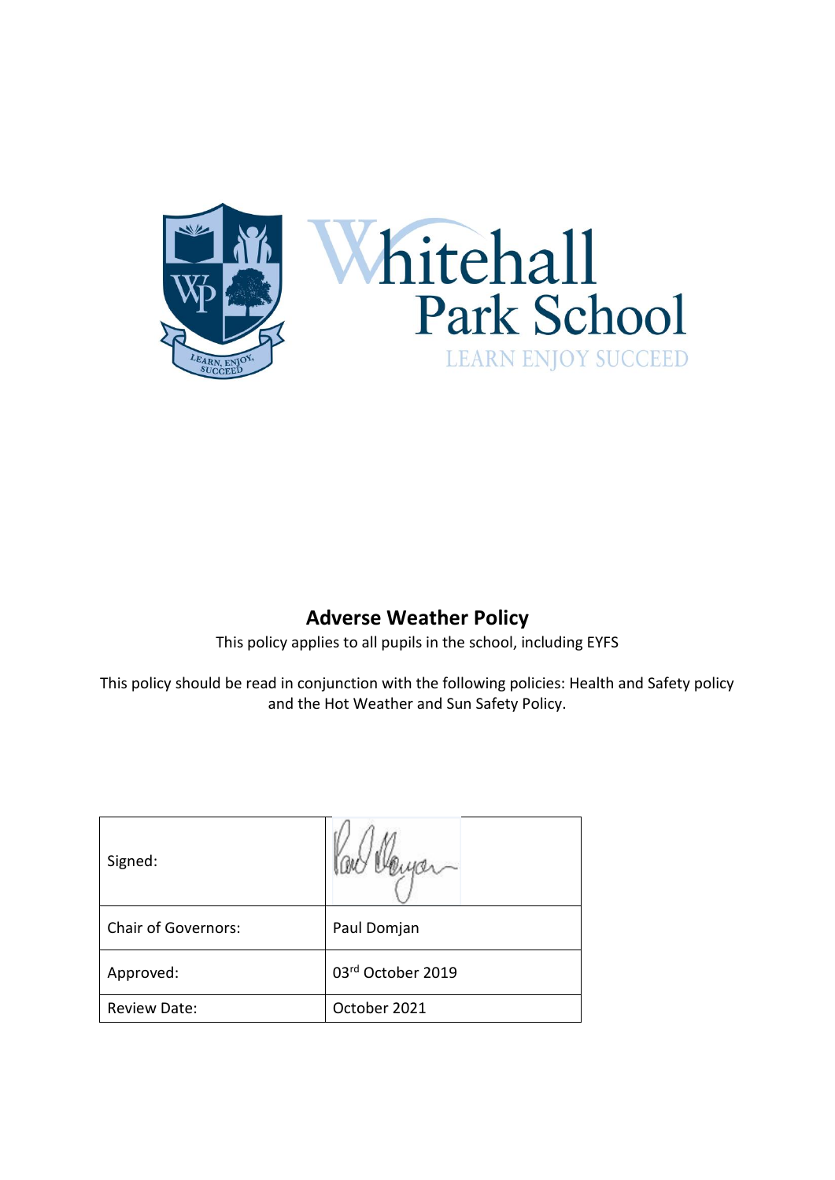Whitehall Park School

LEARN ENJOY SUCCEED

# Adverse Weather Policy

This policy applies to all pupils in the school, including EYFS

This policy should be read in conjunction with the following policies: Health and Safety policy and the Hot Weather and Sun Safety Policy.

| Signed: | |
| --- | --- |
| Chair of Governors: | Paul Domjan |
| Approved: | 03rd October 2019 |
| Review Date: | October 2021 |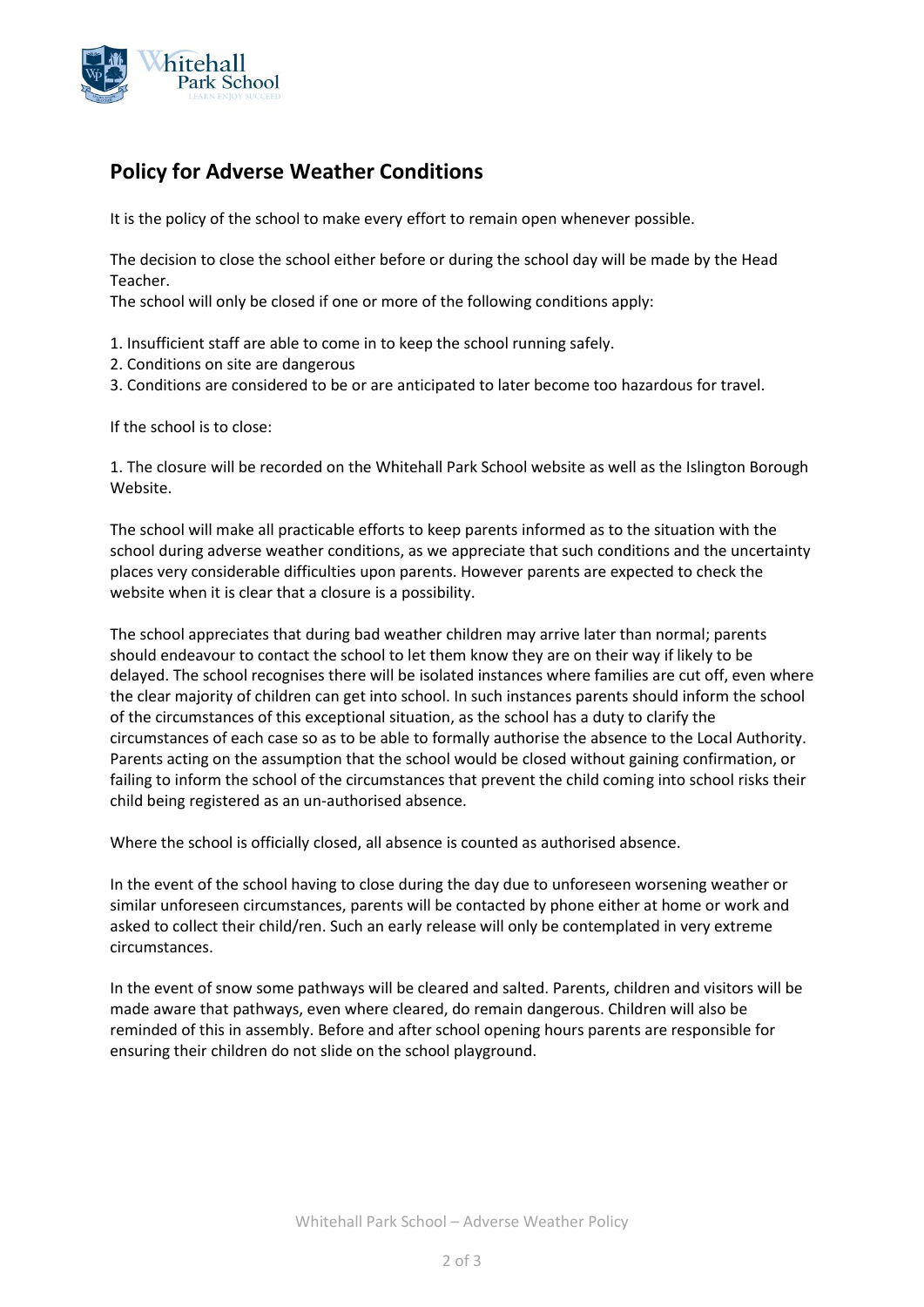## Policy for Adverse Weather Conditions

It is the policy of the school to make every effort to remain open whenever possible.

The decision to close the school either before or during the school day will be made by the Head Teacher.

The school will only be closed if one or more of the following conditions apply:

1. Insufficient staff are able to come in to keep the school running safely.
2. Conditions on site are dangerous
3. Conditions are considered to be or are anticipated to later become too hazardous for travel.

If the school is to close:

1. The closure will be recorded on the Whitehall Park School website as well as the Islington Borough Website.

The school will make all practicable efforts to keep parents informed as to the situation with the school during adverse weather conditions, as we appreciate that such conditions and the uncertainty places very considerable difficulties upon parents. However parents are expected to check the website when it is clear that a closure is a possibility.

The school appreciates that during bad weather children may arrive later than normal; parents should endeavour to contact the school to let them know they are on their way if likely to be delayed. The school recognises there will be isolated instances where families are cut off, even where the clear majority of children can get into school. In such instances parents should inform the school of the circumstances of this exceptional situation, as the school has a duty to clarify the circumstances of each case so as to be able to formally authorise the absence to the Local Authority. Parents acting on the assumption that the school would be closed without gaining confirmation, or failing to inform the school of the circumstances that prevent the child coming into school risks their child being registered as an un-authorised absence.

Where the school is officially closed, all absence is counted as authorised absence.

In the event of the school having to close during the day due to unforeseen worsening weather or similar unforeseen circumstances, parents will be contacted by phone either at home or work and asked to collect their child/ren. Such an early release will only be contemplated in very extreme circumstances.

In the event of snow some pathways will be cleared and salted. Parents, children and visitors will be made aware that pathways, even where cleared, do remain dangerous. Children will also be reminded of this in assembly. Before and after school opening hours parents are responsible for ensuring their children do not slide on the school playground.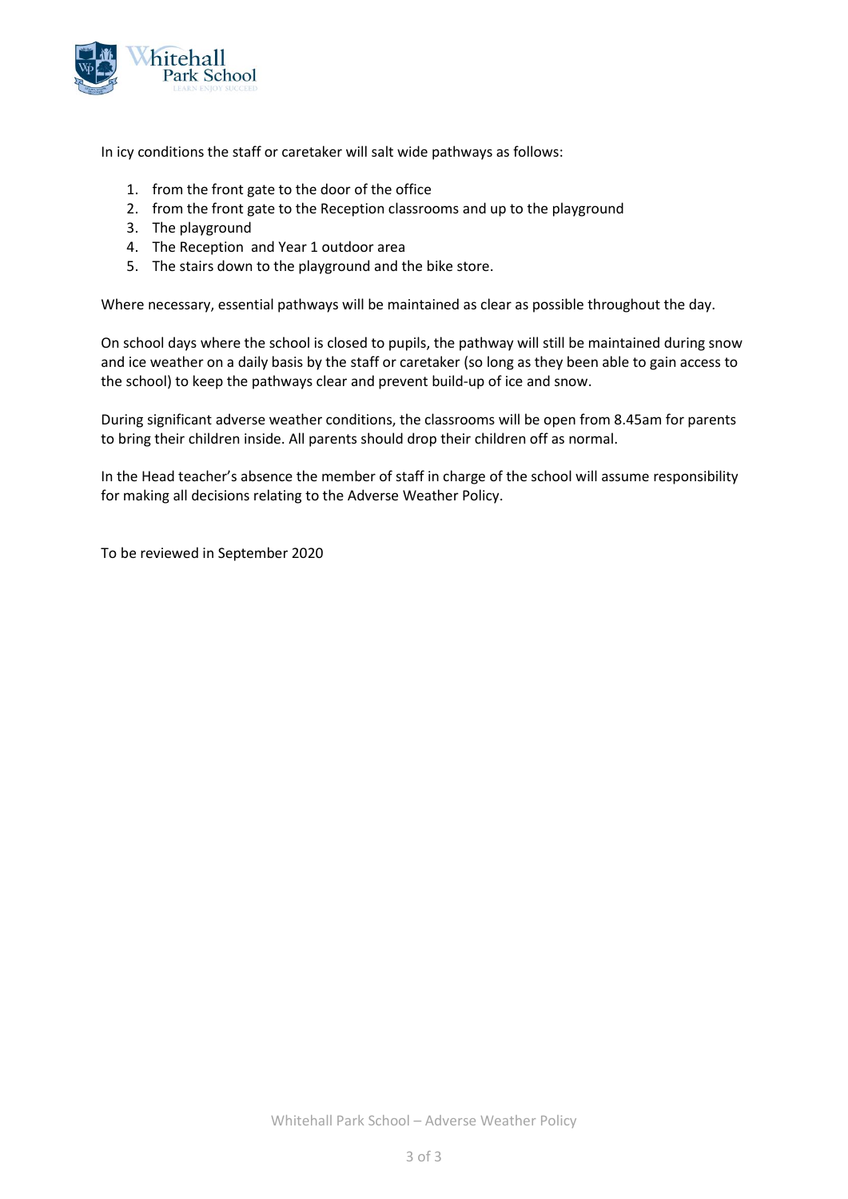In icy conditions the staff or caretaker will salt wide pathways as follows:

1. from the front gate to the door of the office
2. from the front gate to the Reception classrooms and up to the playground
3. The playground
4. The Reception and Year 1 outdoor area
5. The stairs down to the playground and the bike store.

Where necessary, essential pathways will be maintained as clear as possible throughout the day.

On school days where the school is closed to pupils, the pathway will still be maintained during snow and ice weather on a daily basis by the staff or caretaker (so long as they been able to gain access to the school) to keep the pathways clear and prevent build-up of ice and snow.

During significant adverse weather conditions, the classrooms will be open from 8.45am for parents to bring their children inside. All parents should drop their children off as normal.

In the Head teacher's absence the member of staff in charge of the school will assume responsibility for making all decisions relating to the Adverse Weather Policy.

To be reviewed in September 2020